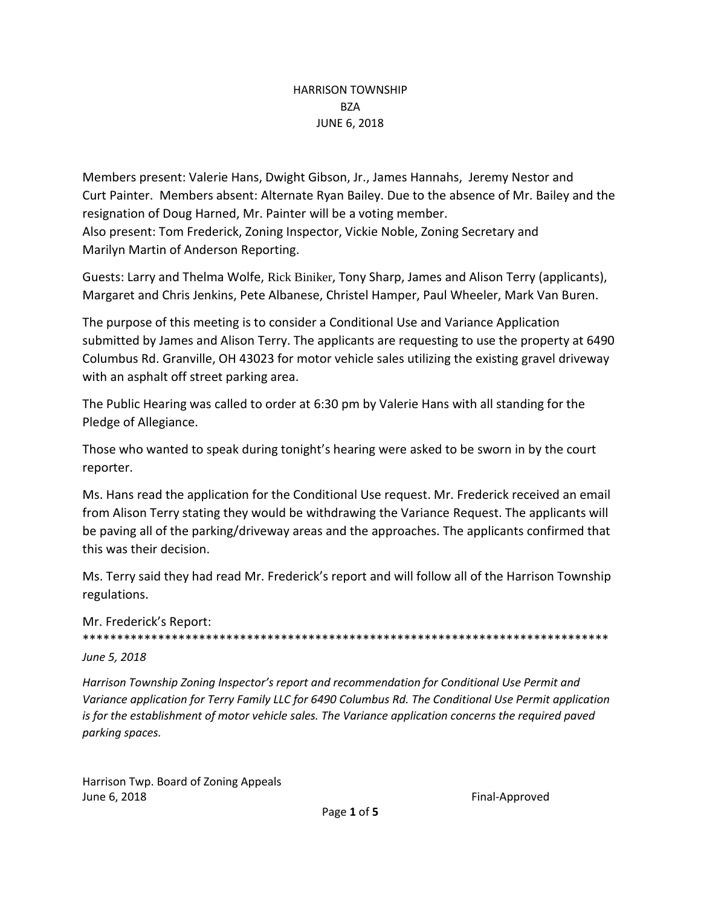HARRISON TOWNSHIP
BZA
JUNE 6, 2018

Members present: Valerie Hans, Dwight Gibson, Jr., James Hannahs, Jeremy Nestor and Curt Painter. Members absent: Alternate Ryan Bailey. Due to the absence of Mr. Bailey and the resignation of Doug Harned, Mr. Painter will be a voting member.
Also present: Tom Frederick, Zoning Inspector, Vickie Noble, Zoning Secretary and Marilyn Martin of Anderson Reporting.

Guests: Larry and Thelma Wolfe, Rick Biniker, Tony Sharp, James and Alison Terry (applicants), Margaret and Chris Jenkins, Pete Albanese, Christel Hamper, Paul Wheeler, Mark Van Buren.

The purpose of this meeting is to consider a Conditional Use and Variance Application submitted by James and Alison Terry. The applicants are requesting to use the property at 6490 Columbus Rd. Granville, OH 43023 for motor vehicle sales utilizing the existing gravel driveway with an asphalt off street parking area.

The Public Hearing was called to order at 6:30 pm by Valerie Hans with all standing for the Pledge of Allegiance.

Those who wanted to speak during tonight's hearing were asked to be sworn in by the court reporter.

Ms. Hans read the application for the Conditional Use request. Mr. Frederick received an email from Alison Terry stating they would be withdrawing the Variance Request. The applicants will be paving all of the parking/driveway areas and the approaches. The applicants confirmed that this was their decision.

Ms. Terry said they had read Mr. Frederick's report and will follow all of the Harrison Township regulations.

Mr. Frederick's Report:
*******************************************************************************

*June 5, 2018*

*Harrison Township Zoning Inspector's report and recommendation for Conditional Use Permit and Variance application for Terry Family LLC for 6490 Columbus Rd. The Conditional Use Permit application is for the establishment of motor vehicle sales. The Variance application concerns the required paved parking spaces.*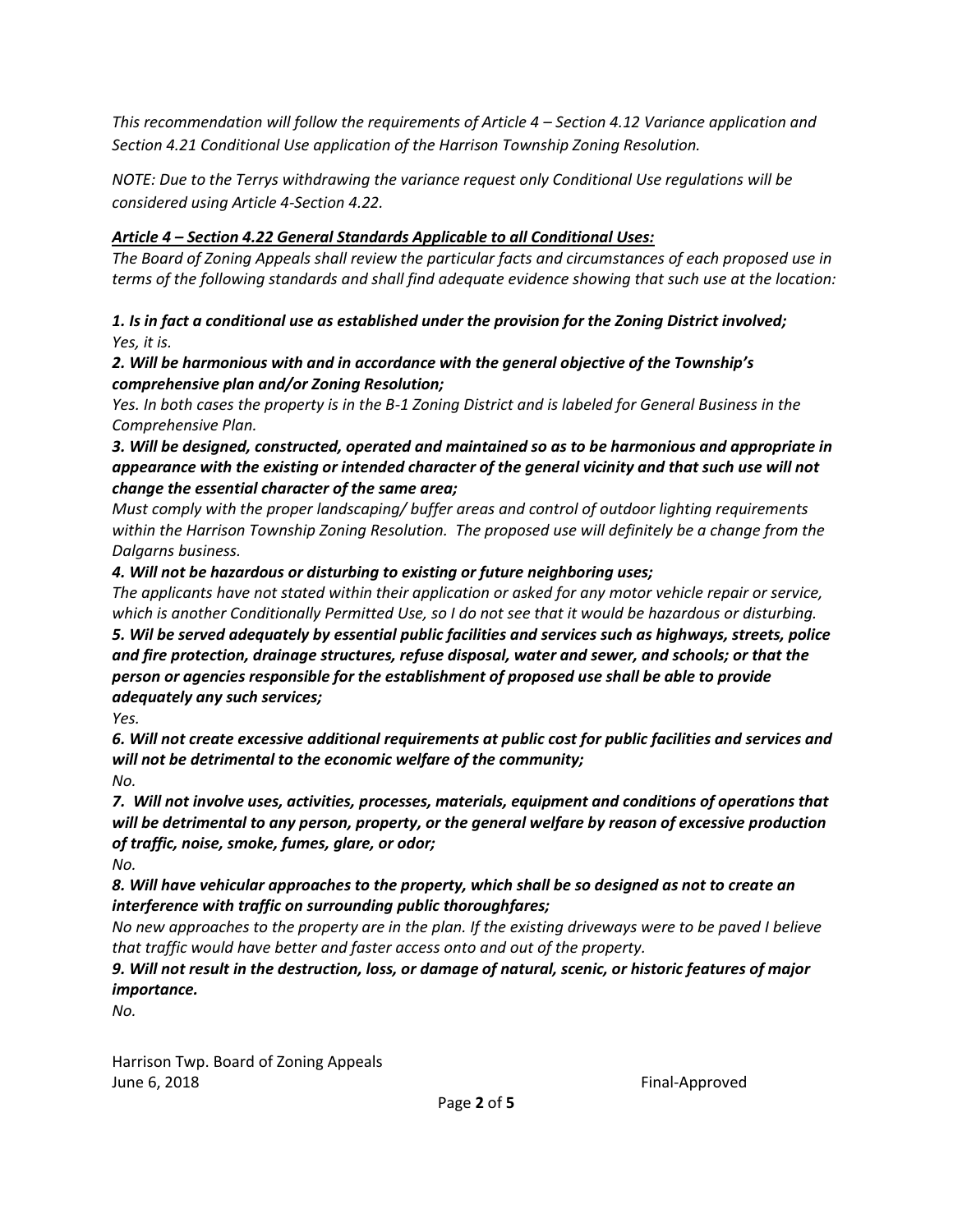*This recommendation will follow the requirements of Article 4 – Section 4.12 Variance application and Section 4.21 Conditional Use application of the Harrison Township Zoning Resolution.*

*NOTE: Due to the Terrys withdrawing the variance request only Conditional Use regulations will be considered using Article 4-Section 4.22.*

***Article 4 – Section 4.22 General Standards Applicable to all Conditional Uses:***

*The Board of Zoning Appeals shall review the particular facts and circumstances of each proposed use in terms of the following standards and shall find adequate evidence showing that such use at the location:*

***1. Is in fact a conditional use as established under the provision for the Zoning District involved;***
*Yes, it is.*

***2. Will be harmonious with and in accordance with the general objective of the Township's comprehensive plan and/or Zoning Resolution;***
*Yes. In both cases the property is in the B-1 Zoning District and is labeled for General Business in the Comprehensive Plan.*

***3. Will be designed, constructed, operated and maintained so as to be harmonious and appropriate in appearance with the existing or intended character of the general vicinity and that such use will not change the essential character of the same area;***
*Must comply with the proper landscaping/ buffer areas and control of outdoor lighting requirements within the Harrison Township Zoning Resolution. The proposed use will definitely be a change from the Dalgarns business.*

***4. Will not be hazardous or disturbing to existing or future neighboring uses;***
*The applicants have not stated within their application or asked for any motor vehicle repair or service, which is another Conditionally Permitted Use, so I do not see that it would be hazardous or disturbing.*

***5. Wil be served adequately by essential public facilities and services such as highways, streets, police and fire protection, drainage structures, refuse disposal, water and sewer, and schools; or that the person or agencies responsible for the establishment of proposed use shall be able to provide adequately any such services;***
*Yes.*

***6. Will not create excessive additional requirements at public cost for public facilities and services and will not be detrimental to the economic welfare of the community;***
*No.*

***7. Will not involve uses, activities, processes, materials, equipment and conditions of operations that will be detrimental to any person, property, or the general welfare by reason of excessive production of traffic, noise, smoke, fumes, glare, or odor;***
*No.*

***8. Will have vehicular approaches to the property, which shall be so designed as not to create an interference with traffic on surrounding public thoroughfares;***
*No new approaches to the property are in the plan. If the existing driveways were to be paved I believe that traffic would have better and faster access onto and out of the property.*

***9. Will not result in the destruction, loss, or damage of natural, scenic, or historic features of major importance.***
*No.*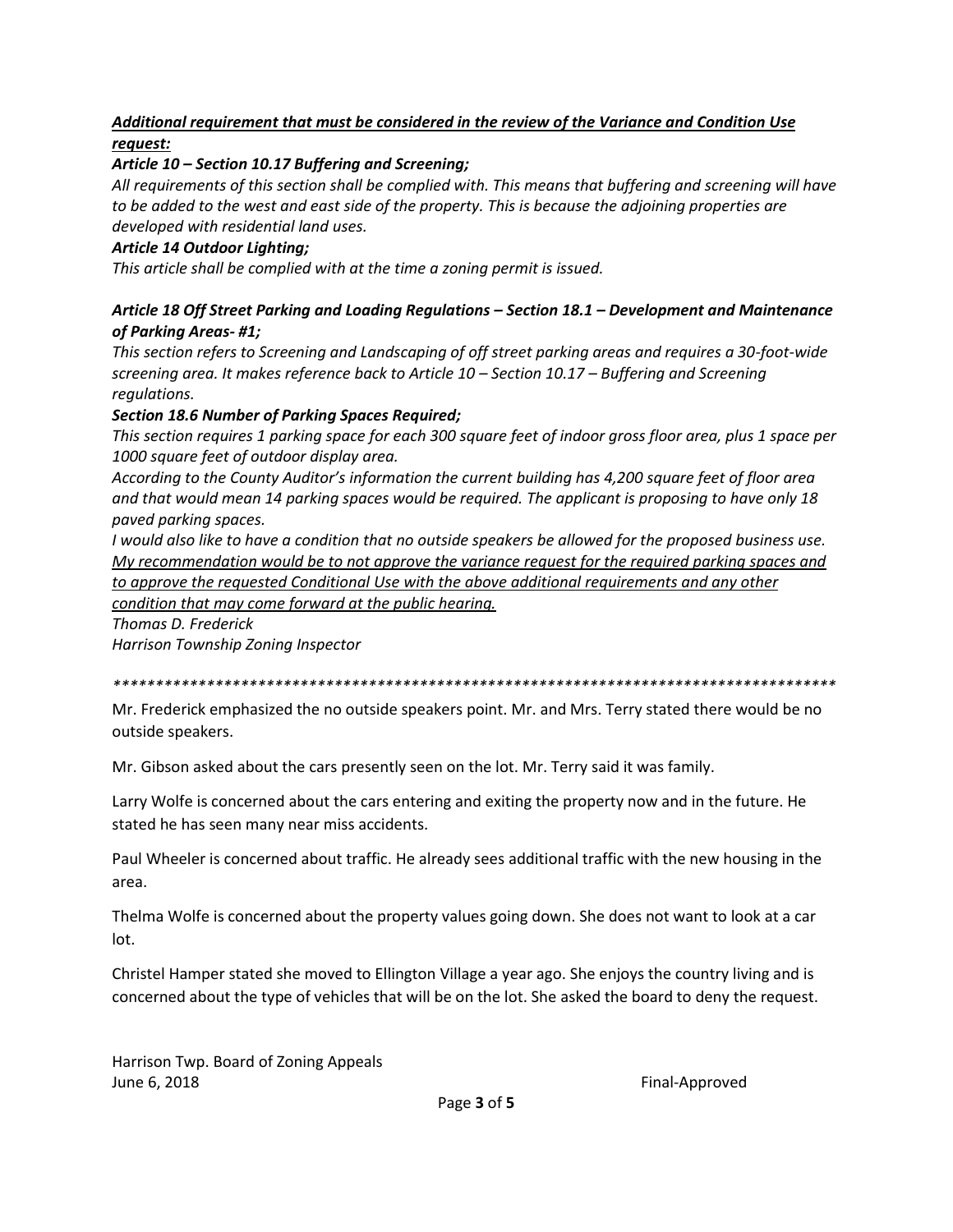***<u>Additional requirement that must be considered in the review of the Variance and Condition Use request:</u>***

***Article 10 – Section 10.17 Buffering and Screening;***

*All requirements of this section shall be complied with. This means that buffering and screening will have to be added to the west and east side of the property. This is because the adjoining properties are developed with residential land uses.*

***Article 14 Outdoor Lighting;***

*This article shall be complied with at the time a zoning permit is issued.*

***Article 18 Off Street Parking and Loading Regulations – Section 18.1 – Development and Maintenance of Parking Areas- #1;***

*This section refers to Screening and Landscaping of off street parking areas and requires a 30-foot-wide screening area. It makes reference back to Article 10 – Section 10.17 – Buffering and Screening regulations.*

***Section 18.6 Number of Parking Spaces Required;***

*This section requires 1 parking space for each 300 square feet of indoor gross floor area, plus 1 space per 1000 square feet of outdoor display area.*

*According to the County Auditor's information the current building has 4,200 square feet of floor area and that would mean 14 parking spaces would be required. The applicant is proposing to have only 18 paved parking spaces.*

*I would also like to have a condition that no outside speakers be allowed for the proposed business use. <u>My recommendation would be to not approve the variance request for the required parking spaces and to approve the requested Conditional Use with the above additional requirements and any other condition that may come forward at the public hearing.</u>*

*Thomas D. Frederick*

*Harrison Township Zoning Inspector*

*******************************************************************************************

Mr. Frederick emphasized the no outside speakers point. Mr. and Mrs. Terry stated there would be no outside speakers.

Mr. Gibson asked about the cars presently seen on the lot. Mr. Terry said it was family.

Larry Wolfe is concerned about the cars entering and exiting the property now and in the future. He stated he has seen many near miss accidents.

Paul Wheeler is concerned about traffic. He already sees additional traffic with the new housing in the area.

Thelma Wolfe is concerned about the property values going down. She does not want to look at a car lot.

Christel Hamper stated she moved to Ellington Village a year ago. She enjoys the country living and is concerned about the type of vehicles that will be on the lot. She asked the board to deny the request.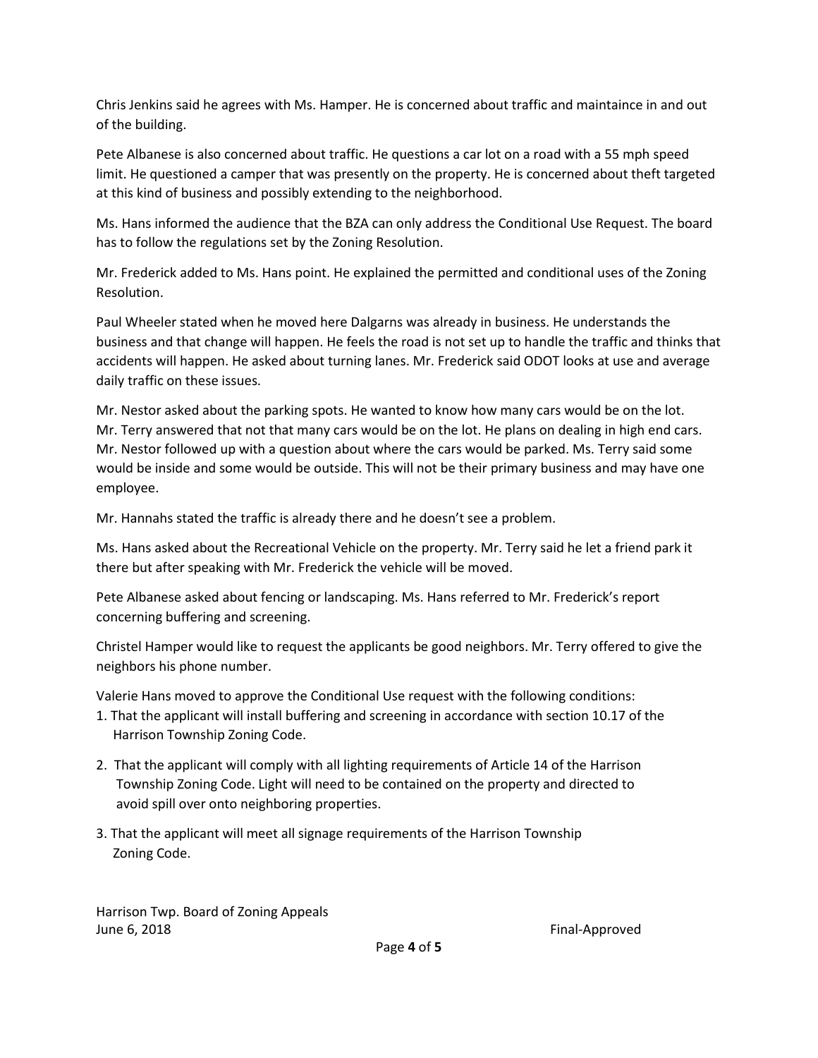Chris Jenkins said he agrees with Ms. Hamper. He is concerned about traffic and maintaince in and out of the building.

Pete Albanese is also concerned about traffic. He questions a car lot on a road with a 55 mph speed limit. He questioned a camper that was presently on the property. He is concerned about theft targeted at this kind of business and possibly extending to the neighborhood.

Ms. Hans informed the audience that the BZA can only address the Conditional Use Request. The board has to follow the regulations set by the Zoning Resolution.

Mr. Frederick added to Ms. Hans point. He explained the permitted and conditional uses of the Zoning Resolution.

Paul Wheeler stated when he moved here Dalgarns was already in business. He understands the business and that change will happen. He feels the road is not set up to handle the traffic and thinks that accidents will happen. He asked about turning lanes. Mr. Frederick said ODOT looks at use and average daily traffic on these issues.

Mr. Nestor asked about the parking spots. He wanted to know how many cars would be on the lot. Mr. Terry answered that not that many cars would be on the lot. He plans on dealing in high end cars. Mr. Nestor followed up with a question about where the cars would be parked. Ms. Terry said some would be inside and some would be outside. This will not be their primary business and may have one employee.

Mr. Hannahs stated the traffic is already there and he doesn't see a problem.

Ms. Hans asked about the Recreational Vehicle on the property. Mr. Terry said he let a friend park it there but after speaking with Mr. Frederick the vehicle will be moved.

Pete Albanese asked about fencing or landscaping. Ms. Hans referred to Mr. Frederick's report concerning buffering and screening.

Christel Hamper would like to request the applicants be good neighbors. Mr. Terry offered to give the neighbors his phone number.

Valerie Hans moved to approve the Conditional Use request with the following conditions:

1. That the applicant will install buffering and screening in accordance with section 10.17 of the Harrison Township Zoning Code.
2. That the applicant will comply with all lighting requirements of Article 14 of the Harrison Township Zoning Code. Light will need to be contained on the property and directed to avoid spill over onto neighboring properties.
3. That the applicant will meet all signage requirements of the Harrison Township Zoning Code.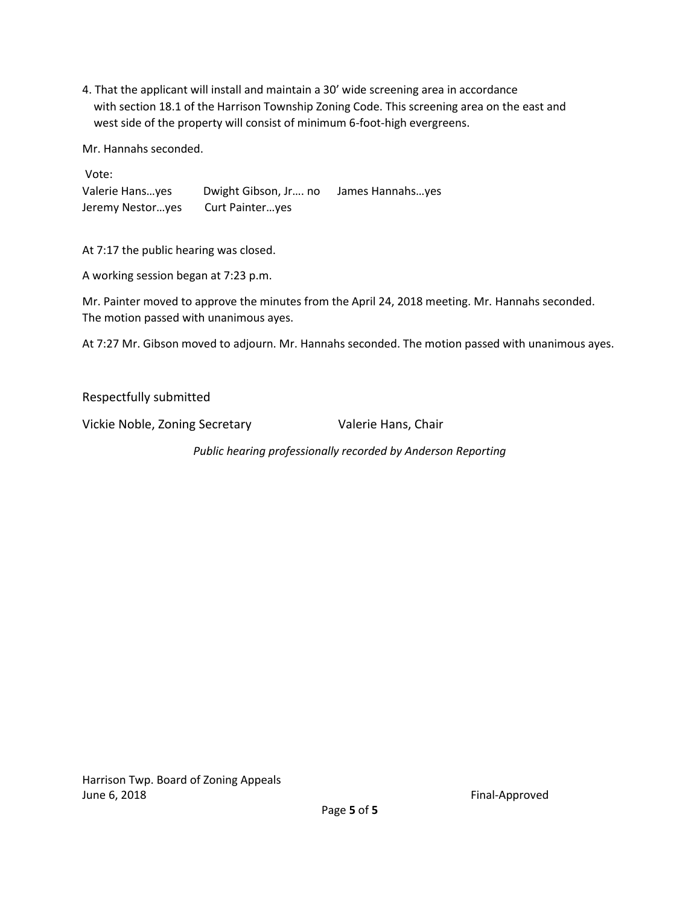4. That the applicant will install and maintain a 30' wide screening area in accordance with section 18.1 of the Harrison Township Zoning Code. This screening area on the east and west side of the property will consist of minimum 6-foot-high evergreens.

Mr. Hannahs seconded.

Vote:
Valerie Hans…yes  Dwight Gibson, Jr…. no  James Hannahs…yes
Jeremy Nestor…yes  Curt Painter…yes

At 7:17 the public hearing was closed.

A working session began at 7:23 p.m.

Mr. Painter moved to approve the minutes from the April 24, 2018 meeting. Mr. Hannahs seconded. The motion passed with unanimous ayes.

At 7:27 Mr. Gibson moved to adjourn. Mr. Hannahs seconded. The motion passed with unanimous ayes.

Respectfully submitted

Vickie Noble, Zoning Secretary  Valerie Hans, Chair

*Public hearing professionally recorded by Anderson Reporting*